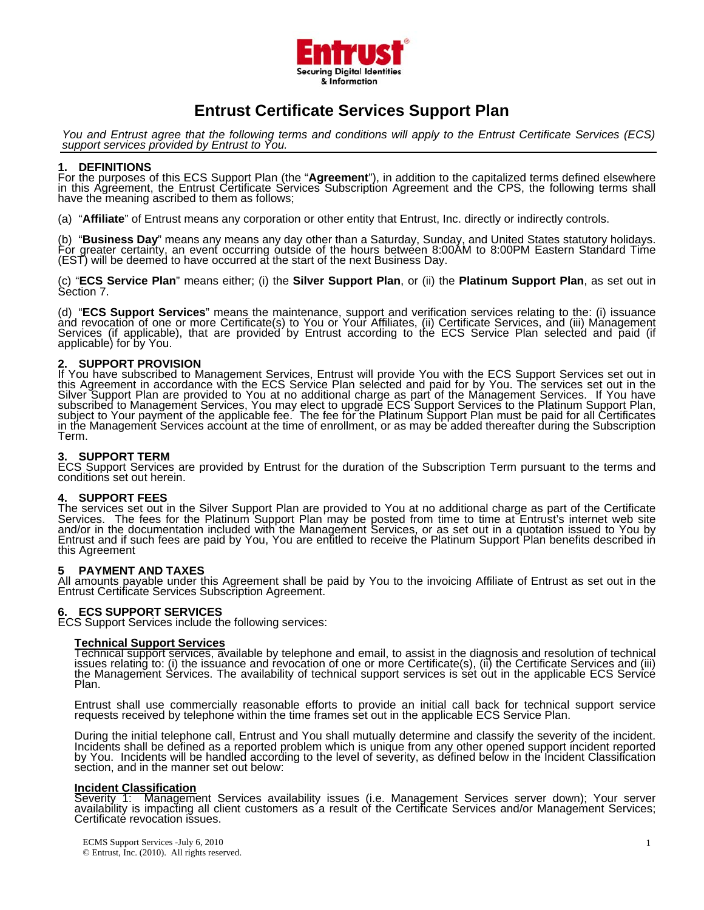Entrust
Securing Digital Identities & Information

# Entrust Certificate Services Support Plan

*You and Entrust agree that the following terms and conditions will apply to the Entrust Certificate Services (ECS) support services provided by Entrust to You.*

## 1. DEFINITIONS

For the purposes of this ECS Support Plan (the "**Agreement**"), in addition to the capitalized terms defined elsewhere in this Agreement, the Entrust Certificate Services Subscription Agreement and the CPS, the following terms shall have the meaning ascribed to them as follows;

(a) "**Affiliate**" of Entrust means any corporation or other entity that Entrust, Inc. directly or indirectly controls.

(b) "**Business Day**" means any means any day other than a Saturday, Sunday, and United States statutory holidays. For greater certainty, an event occurring outside of the hours between 8:00AM to 8:00PM Eastern Standard Time (EST) will be deemed to have occurred at the start of the next Business Day.

(c) "**ECS Service Plan**" means either; (i) the **Silver Support Plan**, or (ii) the **Platinum Support Plan**, as set out in Section 7.

(d) "**ECS Support Services**" means the maintenance, support and verification services relating to the: (i) issuance and revocation of one or more Certificate(s) to You or Your Affiliates, (ii) Certificate Services, and (iii) Management Services (if applicable), that are provided by Entrust according to the ECS Service Plan selected and paid (if applicable) for by You.

## 2. SUPPORT PROVISION

If You have subscribed to Management Services, Entrust will provide You with the ECS Support Services set out in this Agreement in accordance with the ECS Service Plan selected and paid for by You. The services set out in the Silver Support Plan are provided to You at no additional charge as part of the Management Services. If You have subscribed to Management Services, You may elect to upgrade ECS Support Services to the Platinum Support Plan, subject to Your payment of the applicable fee. The fee for the Platinum Support Plan must be paid for all Certificates in the Management Services account at the time of enrollment, or as may be added thereafter during the Subscription Term.

## 3. SUPPORT TERM

ECS Support Services are provided by Entrust for the duration of the Subscription Term pursuant to the terms and conditions set out herein.

## 4. SUPPORT FEES

The services set out in the Silver Support Plan are provided to You at no additional charge as part of the Certificate Services. The fees for the Platinum Support Plan may be posted from time to time at Entrust's internet web site and/or in the documentation included with the Management Services, or as set out in a quotation issued to You by Entrust and if such fees are paid by You, You are entitled to receive the Platinum Support Plan benefits described in this Agreement

## 5 PAYMENT AND TAXES

All amounts payable under this Agreement shall be paid by You to the invoicing Affiliate of Entrust as set out in the Entrust Certificate Services Subscription Agreement.

## 6. ECS SUPPORT SERVICES

ECS Support Services include the following services:

### Technical Support Services

Technical support services, available by telephone and email, to assist in the diagnosis and resolution of technical issues relating to: (i) the issuance and revocation of one or more Certificate(s), (ii) the Certificate Services and (iii) the Management Services. The availability of technical support services is set out in the applicable ECS Service Plan.

Entrust shall use commercially reasonable efforts to provide an initial call back for technical support service requests received by telephone within the time frames set out in the applicable ECS Service Plan.

During the initial telephone call, Entrust and You shall mutually determine and classify the severity of the incident. Incidents shall be defined as a reported problem which is unique from any other opened support incident reported by You. Incidents will be handled according to the level of severity, as defined below in the Incident Classification section, and in the manner set out below:

### Incident Classification

Severity 1: Management Services availability issues (i.e. Management Services server down); Your server availability is impacting all client customers as a result of the Certificate Services and/or Management Services; Certificate revocation issues.

ECMS Support Services -July 6, 2010
© Entrust, Inc. (2010). All rights reserved.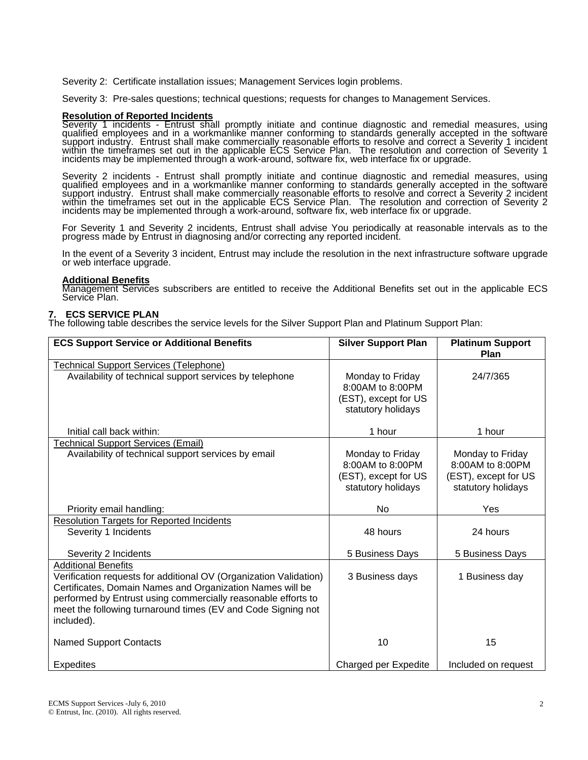Severity 2: Certificate installation issues; Management Services login problems.

Severity 3: Pre-sales questions; technical questions; requests for changes to Management Services.

**Resolution of Reported Incidents**
Severity 1 incidents - Entrust shall promptly initiate and continue diagnostic and remedial measures, using qualified employees and in a workmanlike manner conforming to standards generally accepted in the software support industry. Entrust shall make commercially reasonable efforts to resolve and correct a Severity 1 incident within the timeframes set out in the applicable ECS Service Plan. The resolution and correction of Severity 1 incidents may be implemented through a work-around, software fix, web interface fix or upgrade.

Severity 2 incidents - Entrust shall promptly initiate and continue diagnostic and remedial measures, using qualified employees and in a workmanlike manner conforming to standards generally accepted in the software support industry. Entrust shall make commercially reasonable efforts to resolve and correct a Severity 2 incident within the timeframes set out in the applicable ECS Service Plan. The resolution and correction of Severity 2 incidents may be implemented through a work-around, software fix, web interface fix or upgrade.

For Severity 1 and Severity 2 incidents, Entrust shall advise You periodically at reasonable intervals as to the progress made by Entrust in diagnosing and/or correcting any reported incident.

In the event of a Severity 3 incident, Entrust may include the resolution in the next infrastructure software upgrade or web interface upgrade.

**Additional Benefits**
Management Services subscribers are entitled to receive the Additional Benefits set out in the applicable ECS Service Plan.

## 7. ECS SERVICE PLAN

The following table describes the service levels for the Silver Support Plan and Platinum Support Plan:

| ECS Support Service or Additional Benefits | Silver Support Plan | Platinum Support Plan |
|---|---|---|
| Technical Support Services (Telephone) | | |
| Availability of technical support services by telephone | Monday to Friday 8:00AM to 8:00PM (EST), except for US statutory holidays | 24/7/365 |
| Initial call back within: | 1 hour | 1 hour |
| Technical Support Services (Email) | | |
| Availability of technical support services by email | Monday to Friday 8:00AM to 8:00PM (EST), except for US statutory holidays | Monday to Friday 8:00AM to 8:00PM (EST), except for US statutory holidays |
| Priority email handling: | No | Yes |
| Resolution Targets for Reported Incidents | | |
| Severity 1 Incidents | 48 hours | 24 hours |
| Severity 2 Incidents | 5 Business Days | 5 Business Days |
| Additional Benefits | | |
| Verification requests for additional OV (Organization Validation) Certificates, Domain Names and Organization Names will be performed by Entrust using commercially reasonable efforts to meet the following turnaround times (EV and Code Signing not included). | 3 Business days | 1 Business day |
| Named Support Contacts | 10 | 15 |
| Expedites | Charged per Expedite | Included on request |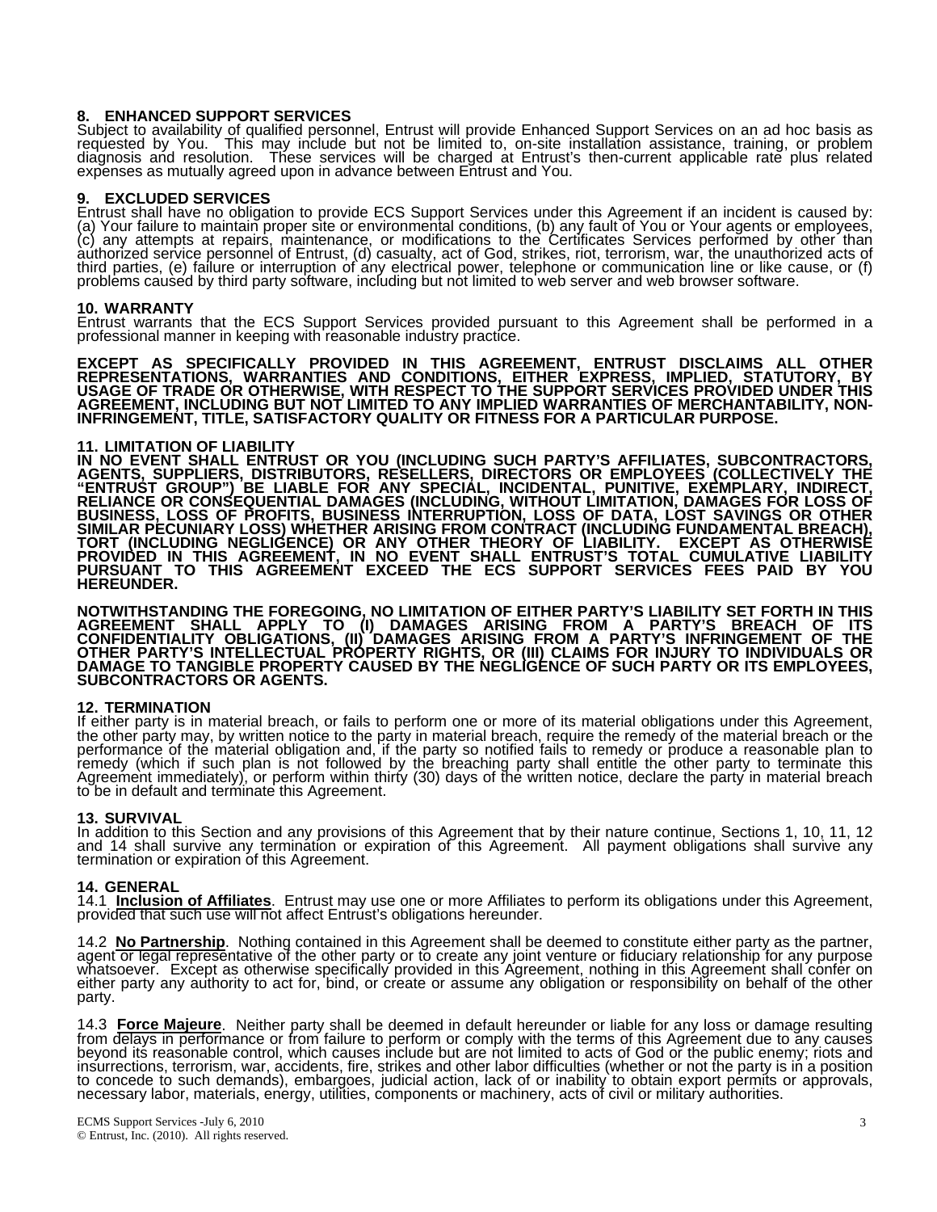## 8. ENHANCED SUPPORT SERVICES

Subject to availability of qualified personnel, Entrust will provide Enhanced Support Services on an ad hoc basis as requested by You. This may include but not be limited to, on-site installation assistance, training, or problem diagnosis and resolution. These services will be charged at Entrust's then-current applicable rate plus related expenses as mutually agreed upon in advance between Entrust and You.

## 9. EXCLUDED SERVICES

Entrust shall have no obligation to provide ECS Support Services under this Agreement if an incident is caused by: (a) Your failure to maintain proper site or environmental conditions, (b) any fault of You or Your agents or employees, (c) any attempts at repairs, maintenance, or modifications to the Certificates Services performed by other than authorized service personnel of Entrust, (d) casualty, act of God, strikes, riot, terrorism, war, the unauthorized acts of third parties, (e) failure or interruption of any electrical power, telephone or communication line or like cause, or (f) problems caused by third party software, including but not limited to web server and web browser software.

## 10. WARRANTY

Entrust warrants that the ECS Support Services provided pursuant to this Agreement shall be performed in a professional manner in keeping with reasonable industry practice.

**EXCEPT AS SPECIFICALLY PROVIDED IN THIS AGREEMENT, ENTRUST DISCLAIMS ALL OTHER REPRESENTATIONS, WARRANTIES AND CONDITIONS, EITHER EXPRESS, IMPLIED, STATUTORY, BY USAGE OF TRADE OR OTHERWISE, WITH RESPECT TO THE SUPPORT SERVICES PROVIDED UNDER THIS AGREEMENT, INCLUDING BUT NOT LIMITED TO ANY IMPLIED WARRANTIES OF MERCHANTABILITY, NON-INFRINGEMENT, TITLE, SATISFACTORY QUALITY OR FITNESS FOR A PARTICULAR PURPOSE.**

## 11. LIMITATION OF LIABILITY

**IN NO EVENT SHALL ENTRUST OR YOU (INCLUDING SUCH PARTY'S AFFILIATES, SUBCONTRACTORS, AGENTS, SUPPLIERS, DISTRIBUTORS, RESELLERS, DIRECTORS OR EMPLOYEES (COLLECTIVELY THE "ENTRUST GROUP") BE LIABLE FOR ANY SPECIAL, INCIDENTAL, PUNITIVE, EXEMPLARY, INDIRECT, RELIANCE OR CONSEQUENTIAL DAMAGES (INCLUDING, WITHOUT LIMITATION, DAMAGES FOR LOSS OF BUSINESS, LOSS OF PROFITS, BUSINESS INTERRUPTION, LOSS OF DATA, LOST SAVINGS OR OTHER SIMILAR PECUNIARY LOSS) WHETHER ARISING FROM CONTRACT (INCLUDING FUNDAMENTAL BREACH), TORT (INCLUDING NEGLIGENCE) OR ANY OTHER THEORY OF LIABILITY. EXCEPT AS OTHERWISE PROVIDED IN THIS AGREEMENT, IN NO EVENT SHALL ENTRUST'S TOTAL CUMULATIVE LIABILITY PURSUANT TO THIS AGREEMENT EXCEED THE ECS SUPPORT SERVICES FEES PAID BY YOU HEREUNDER.**

**NOTWITHSTANDING THE FOREGOING, NO LIMITATION OF EITHER PARTY'S LIABILITY SET FORTH IN THIS AGREEMENT SHALL APPLY TO (I) DAMAGES ARISING FROM A PARTY'S BREACH OF ITS CONFIDENTIALITY OBLIGATIONS, (II) DAMAGES ARISING FROM A PARTY'S INFRINGEMENT OF THE OTHER PARTY'S INTELLECTUAL PROPERTY RIGHTS, OR (III) CLAIMS FOR INJURY TO INDIVIDUALS OR DAMAGE TO TANGIBLE PROPERTY CAUSED BY THE NEGLIGENCE OF SUCH PARTY OR ITS EMPLOYEES, SUBCONTRACTORS OR AGENTS.**

## 12. TERMINATION

If either party is in material breach, or fails to perform one or more of its material obligations under this Agreement, the other party may, by written notice to the party in material breach, require the remedy of the material breach or the performance of the material obligation and, if the party so notified fails to remedy or produce a reasonable plan to remedy (which if such plan is not followed by the breaching party shall entitle the other party to terminate this Agreement immediately), or perform within thirty (30) days of the written notice, declare the party in material breach to be in default and terminate this Agreement.

## 13. SURVIVAL

In addition to this Section and any provisions of this Agreement that by their nature continue, Sections 1, 10, 11, 12 and 14 shall survive any termination or expiration of this Agreement. All payment obligations shall survive any termination or expiration of this Agreement.

## 14. GENERAL

14.1 **Inclusion of Affiliates**. Entrust may use one or more Affiliates to perform its obligations under this Agreement, provided that such use will not affect Entrust's obligations hereunder.

14.2 **No Partnership**. Nothing contained in this Agreement shall be deemed to constitute either party as the partner, agent or legal representative of the other party or to create any joint venture or fiduciary relationship for any purpose whatsoever. Except as otherwise specifically provided in this Agreement, nothing in this Agreement shall confer on either party any authority to act for, bind, or create or assume any obligation or responsibility on behalf of the other party.

14.3 **Force Majeure**. Neither party shall be deemed in default hereunder or liable for any loss or damage resulting from delays in performance or from failure to perform or comply with the terms of this Agreement due to any causes beyond its reasonable control, which causes include but are not limited to acts of God or the public enemy; riots and insurrections, terrorism, war, accidents, fire, strikes and other labor difficulties (whether or not the party is in a position to concede to such demands), embargoes, judicial action, lack of or inability to obtain export permits or approvals, necessary labor, materials, energy, utilities, components or machinery, acts of civil or military authorities.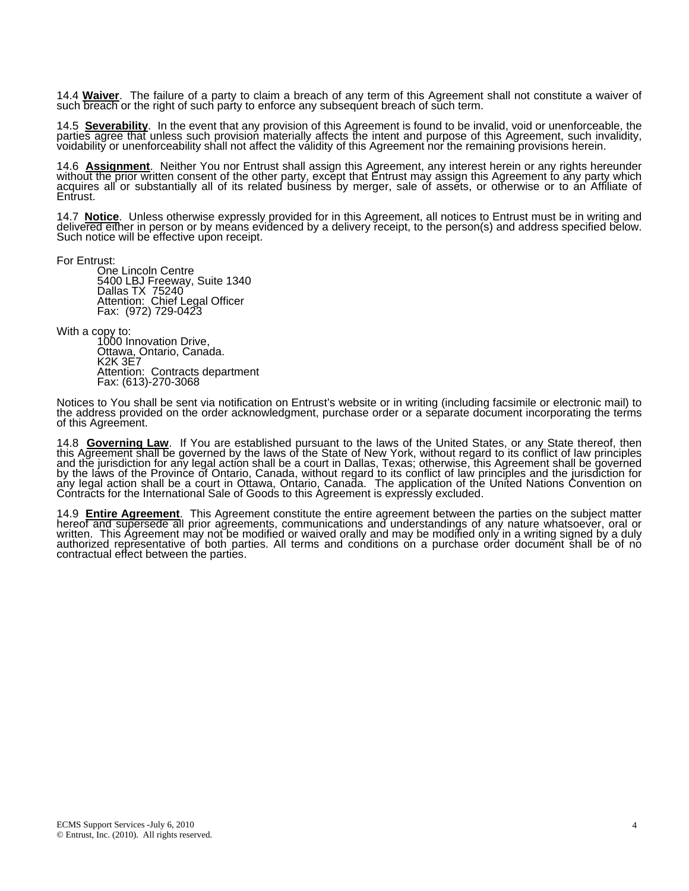14.4 **Waiver**. The failure of a party to claim a breach of any term of this Agreement shall not constitute a waiver of such breach or the right of such party to enforce any subsequent breach of such term.

14.5 **Severability**. In the event that any provision of this Agreement is found to be invalid, void or unenforceable, the parties agree that unless such provision materially affects the intent and purpose of this Agreement, such invalidity, voidability or unenforceability shall not affect the validity of this Agreement nor the remaining provisions herein.

14.6 **Assignment**. Neither You nor Entrust shall assign this Agreement, any interest herein or any rights hereunder without the prior written consent of the other party, except that Entrust may assign this Agreement to any party which acquires all or substantially all of its related business by merger, sale of assets, or otherwise or to an Affiliate of Entrust.

14.7 **Notice**. Unless otherwise expressly provided for in this Agreement, all notices to Entrust must be in writing and delivered either in person or by means evidenced by a delivery receipt, to the person(s) and address specified below. Such notice will be effective upon receipt.

For Entrust:

One Lincoln Centre
5400 LBJ Freeway, Suite 1340
Dallas TX 75240
Attention: Chief Legal Officer
Fax: (972) 729-0423

With a copy to:

1000 Innovation Drive,
Ottawa, Ontario, Canada.
K2K 3E7
Attention: Contracts department
Fax: (613)-270-3068

Notices to You shall be sent via notification on Entrust's website or in writing (including facsimile or electronic mail) to the address provided on the order acknowledgment, purchase order or a separate document incorporating the terms of this Agreement.

14.8 **Governing Law**. If You are established pursuant to the laws of the United States, or any State thereof, then this Agreement shall be governed by the laws of the State of New York, without regard to its conflict of law principles and the jurisdiction for any legal action shall be a court in Dallas, Texas; otherwise, this Agreement shall be governed by the laws of the Province of Ontario, Canada, without regard to its conflict of law principles and the jurisdiction for any legal action shall be a court in Ottawa, Ontario, Canada. The application of the United Nations Convention on Contracts for the International Sale of Goods to this Agreement is expressly excluded.

14.9 **Entire Agreement**. This Agreement constitute the entire agreement between the parties on the subject matter hereof and supersede all prior agreements, communications and understandings of any nature whatsoever, oral or written. This Agreement may not be modified or waived orally and may be modified only in a writing signed by a duly authorized representative of both parties. All terms and conditions on a purchase order document shall be of no contractual effect between the parties.